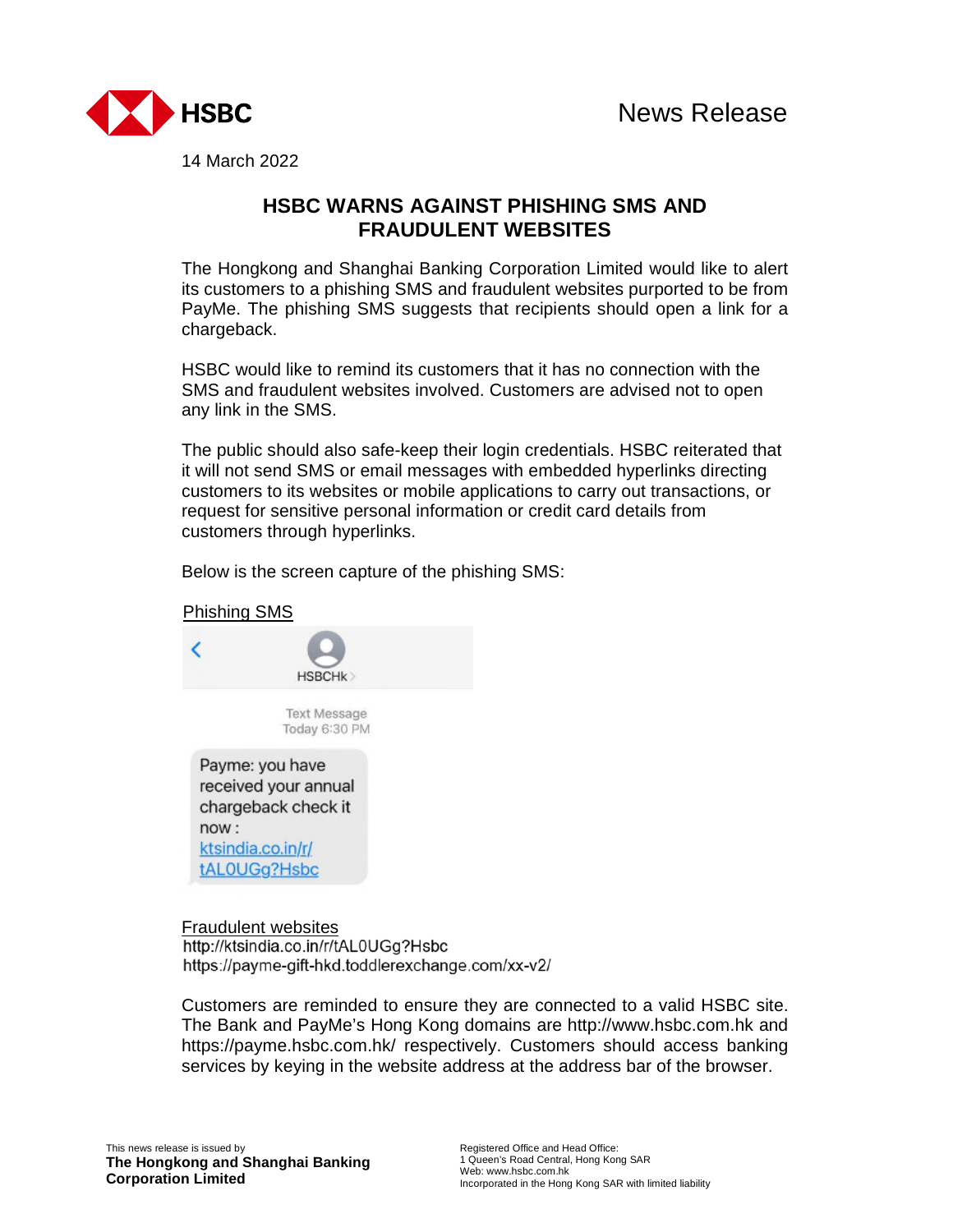News Release

14 March 2022

# HSBC WARNS AGAINST PHISHING SMS AND FRAUDULENT WEBSITES

The Hongkong and Shanghai Banking Corporation Limited would like to alert its customers to a phishing SMS and fraudulent websites purported to be from PayMe. The phishing SMS suggests that recipients should open a link for a chargeback.

HSBC would like to remind its customers that it has no connection with the SMS and fraudulent websites involved. Customers are advised not to open any link in the SMS.

The public should also safe-keep their login credentials. HSBC reiterated that it will not send SMS or email messages with embedded hyperlinks directing customers to its websites or mobile applications to carry out transactions, or request for sensitive personal information or credit card details from customers through hyperlinks.

Below is the screen capture of the phishing SMS:

Phishing SMS

HSBCHk

Text Message
Today 6:30 PM

Payme: you have received your annual chargeback check it now : ktsindia.co.in/r/tAL0UGg?Hsbc

Fraudulent websites

http://ktsindia.co.in/r/tAL0UGg?Hsbc
https://payme-gift-hkd.toddlerexchange.com/xx-v2/

Customers are reminded to ensure they are connected to a valid HSBC site. The Bank and PayMe's Hong Kong domains are http://www.hsbc.com.hk and https://payme.hsbc.com.hk/ respectively. Customers should access banking services by keying in the website address at the address bar of the browser.

This news release is issued by
**The Hongkong and Shanghai Banking Corporation Limited**

Registered Office and Head Office:
1 Queen's Road Central, Hong Kong SAR
Web: www.hsbc.com.hk
Incorporated in the Hong Kong SAR with limited liability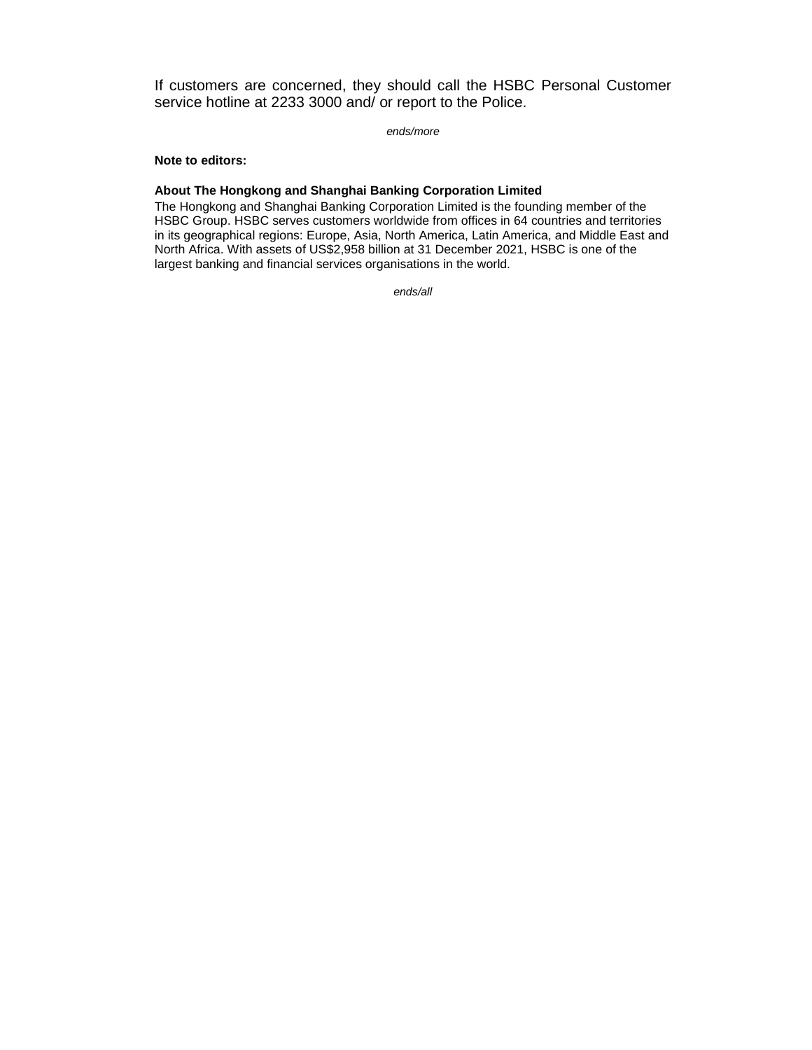If customers are concerned, they should call the HSBC Personal Customer service hotline at 2233 3000 and/ or report to the Police.

*ends/more*

**Note to editors:**

**About The Hongkong and Shanghai Banking Corporation Limited**

The Hongkong and Shanghai Banking Corporation Limited is the founding member of the HSBC Group. HSBC serves customers worldwide from offices in 64 countries and territories in its geographical regions: Europe, Asia, North America, Latin America, and Middle East and North Africa. With assets of US$2,958 billion at 31 December 2021, HSBC is one of the largest banking and financial services organisations in the world.

*ends/all*